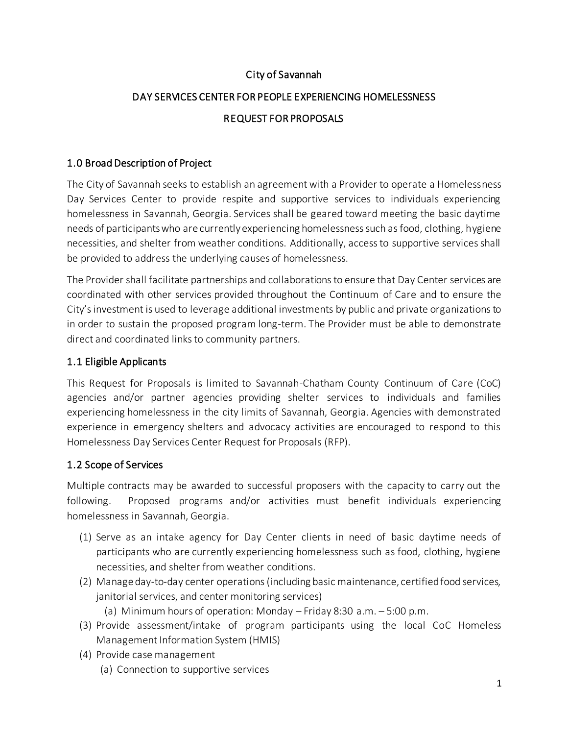City of Savannah

DAY SERVICES CENTER FOR PEOPLE EXPERIENCING HOMELESSNESS

REQUEST FOR PROPOSALS

## 1.0 Broad Description of Project

The City of Savannah seeks to establish an agreement with a Provider to operate a Homelessness Day Services Center to provide respite and supportive services to individuals experiencing homelessness in Savannah, Georgia. Services shall be geared toward meeting the basic daytime needs of participants who are currently experiencing homelessness such as food, clothing, hygiene necessities, and shelter from weather conditions. Additionally, access to supportive services shall be provided to address the underlying causes of homelessness.

The Provider shall facilitate partnerships and collaborations to ensure that Day Center services are coordinated with other services provided throughout the Continuum of Care and to ensure the City's investment is used to leverage additional investments by public and private organizations to in order to sustain the proposed program long-term. The Provider must be able to demonstrate direct and coordinated links to community partners.

## 1.1 Eligible Applicants

This Request for Proposals is limited to Savannah-Chatham County Continuum of Care (CoC) agencies and/or partner agencies providing shelter services to individuals and families experiencing homelessness in the city limits of Savannah, Georgia. Agencies with demonstrated experience in emergency shelters and advocacy activities are encouraged to respond to this Homelessness Day Services Center Request for Proposals (RFP).

## 1.2 Scope of Services

Multiple contracts may be awarded to successful proposers with the capacity to carry out the following. Proposed programs and/or activities must benefit individuals experiencing homelessness in Savannah, Georgia.

(1) Serve as an intake agency for Day Center clients in need of basic daytime needs of participants who are currently experiencing homelessness such as food, clothing, hygiene necessities, and shelter from weather conditions.

(2) Manage day-to-day center operations (including basic maintenance, certified food services, janitorial services, and center monitoring services)

   (a) Minimum hours of operation: Monday – Friday 8:30 a.m. – 5:00 p.m.

(3) Provide assessment/intake of program participants using the local CoC Homeless Management Information System (HMIS)

(4) Provide case management

   (a) Connection to supportive services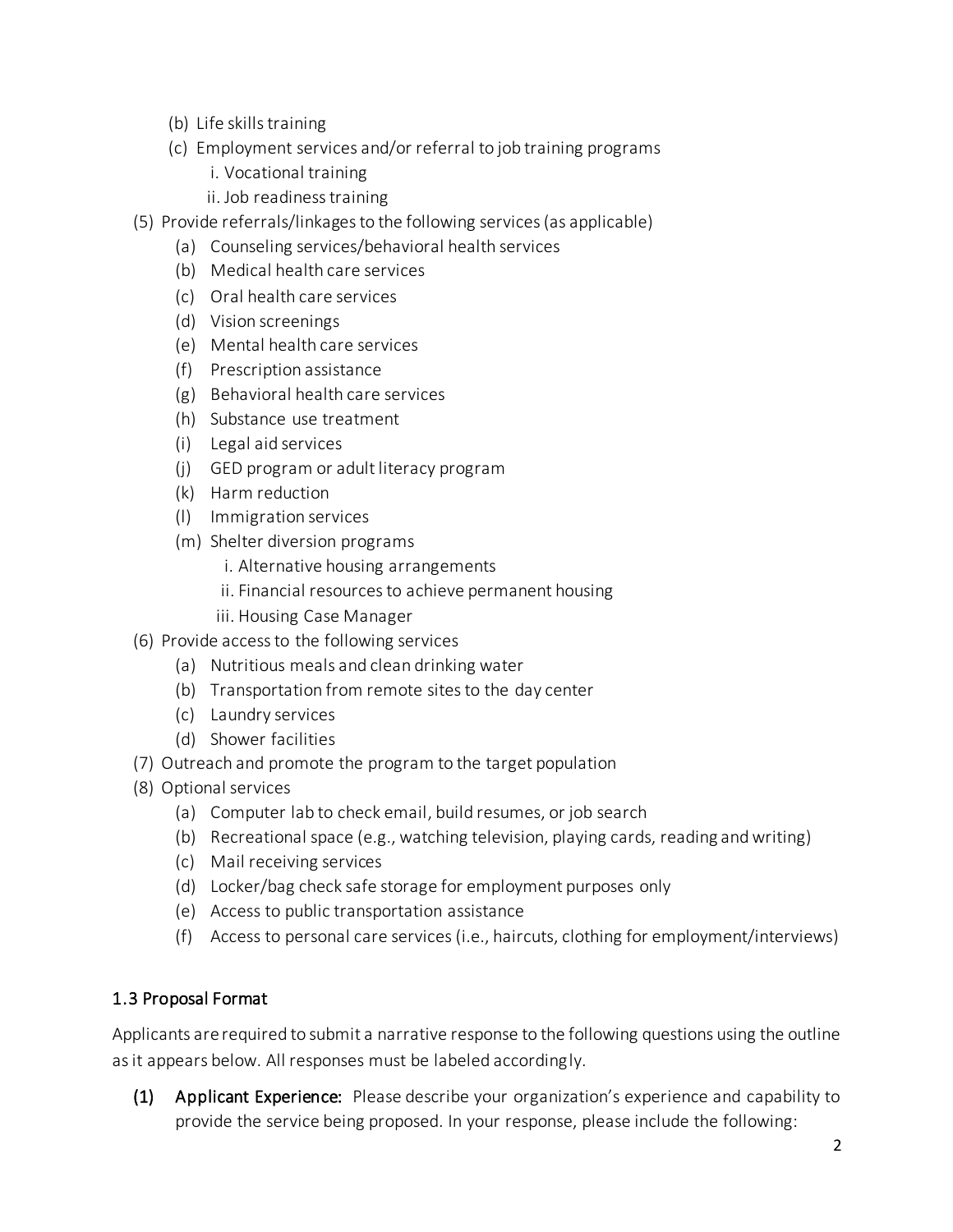(b) Life skills training
  (c) Employment services and/or referral to job training programs
    i. Vocational training
    ii. Job readiness training

(5) Provide referrals/linkages to the following services (as applicable)
  (a) Counseling services/behavioral health services
  (b) Medical health care services
  (c) Oral health care services
  (d) Vision screenings
  (e) Mental health care services
  (f) Prescription assistance
  (g) Behavioral health care services
  (h) Substance use treatment
  (i) Legal aid services
  (j) GED program or adult literacy program
  (k) Harm reduction
  (l) Immigration services
  (m) Shelter diversion programs
    i. Alternative housing arrangements
    ii. Financial resources to achieve permanent housing
    iii. Housing Case Manager

(6) Provide access to the following services
  (a) Nutritious meals and clean drinking water
  (b) Transportation from remote sites to the day center
  (c) Laundry services
  (d) Shower facilities

(7) Outreach and promote the program to the target population

(8) Optional services
  (a) Computer lab to check email, build resumes, or job search
  (b) Recreational space (e.g., watching television, playing cards, reading and writing)
  (c) Mail receiving services
  (d) Locker/bag check safe storage for employment purposes only
  (e) Access to public transportation assistance
  (f) Access to personal care services (i.e., haircuts, clothing for employment/interviews)

## 1.3 Proposal Format

Applicants are required to submit a narrative response to the following questions using the outline as it appears below. All responses must be labeled accordingly.

**(1) Applicant Experience:** Please describe your organization's experience and capability to provide the service being proposed. In your response, please include the following: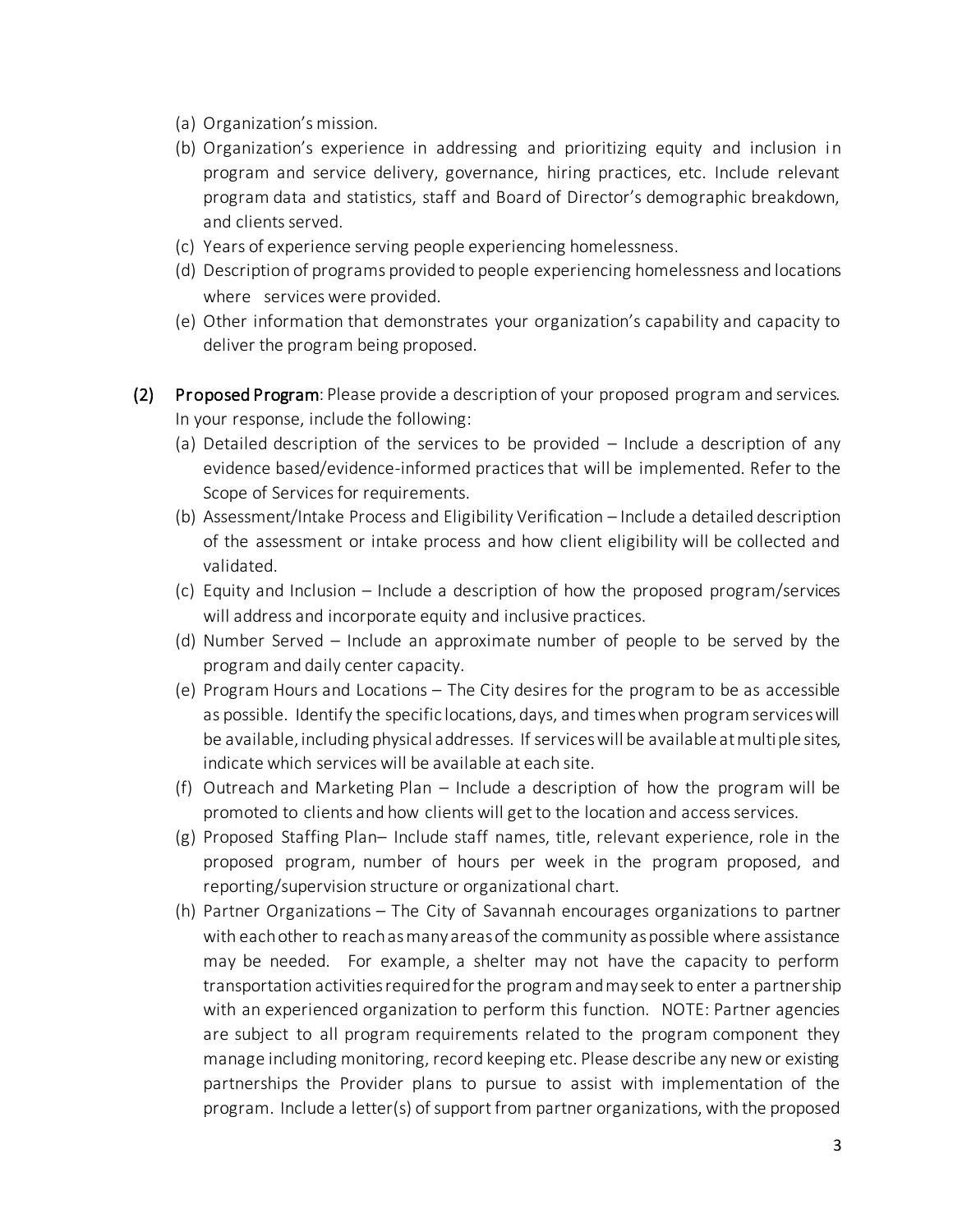(a) Organization's mission.
(b) Organization's experience in addressing and prioritizing equity and inclusion in program and service delivery, governance, hiring practices, etc. Include relevant program data and statistics, staff and Board of Director's demographic breakdown, and clients served.
(c) Years of experience serving people experiencing homelessness.
(d) Description of programs provided to people experiencing homelessness and locations where services were provided.
(e) Other information that demonstrates your organization's capability and capacity to deliver the program being proposed.

**(2) Proposed Program**: Please provide a description of your proposed program and services. In your response, include the following:

(a) Detailed description of the services to be provided – Include a description of any evidence based/evidence-informed practices that will be implemented. Refer to the Scope of Services for requirements.
(b) Assessment/Intake Process and Eligibility Verification – Include a detailed description of the assessment or intake process and how client eligibility will be collected and validated.
(c) Equity and Inclusion – Include a description of how the proposed program/services will address and incorporate equity and inclusive practices.
(d) Number Served – Include an approximate number of people to be served by the program and daily center capacity.
(e) Program Hours and Locations – The City desires for the program to be as accessible as possible. Identify the specific locations, days, and times when program services will be available, including physical addresses. If services will be available at multiple sites, indicate which services will be available at each site.
(f) Outreach and Marketing Plan – Include a description of how the program will be promoted to clients and how clients will get to the location and access services.
(g) Proposed Staffing Plan– Include staff names, title, relevant experience, role in the proposed program, number of hours per week in the program proposed, and reporting/supervision structure or organizational chart.
(h) Partner Organizations – The City of Savannah encourages organizations to partner with each other to reach as many areas of the community as possible where assistance may be needed. For example, a shelter may not have the capacity to perform transportation activities required for the program and may seek to enter a partnership with an experienced organization to perform this function. NOTE: Partner agencies are subject to all program requirements related to the program component they manage including monitoring, record keeping etc. Please describe any new or existing partnerships the Provider plans to pursue to assist with implementation of the program. Include a letter(s) of support from partner organizations, with the proposed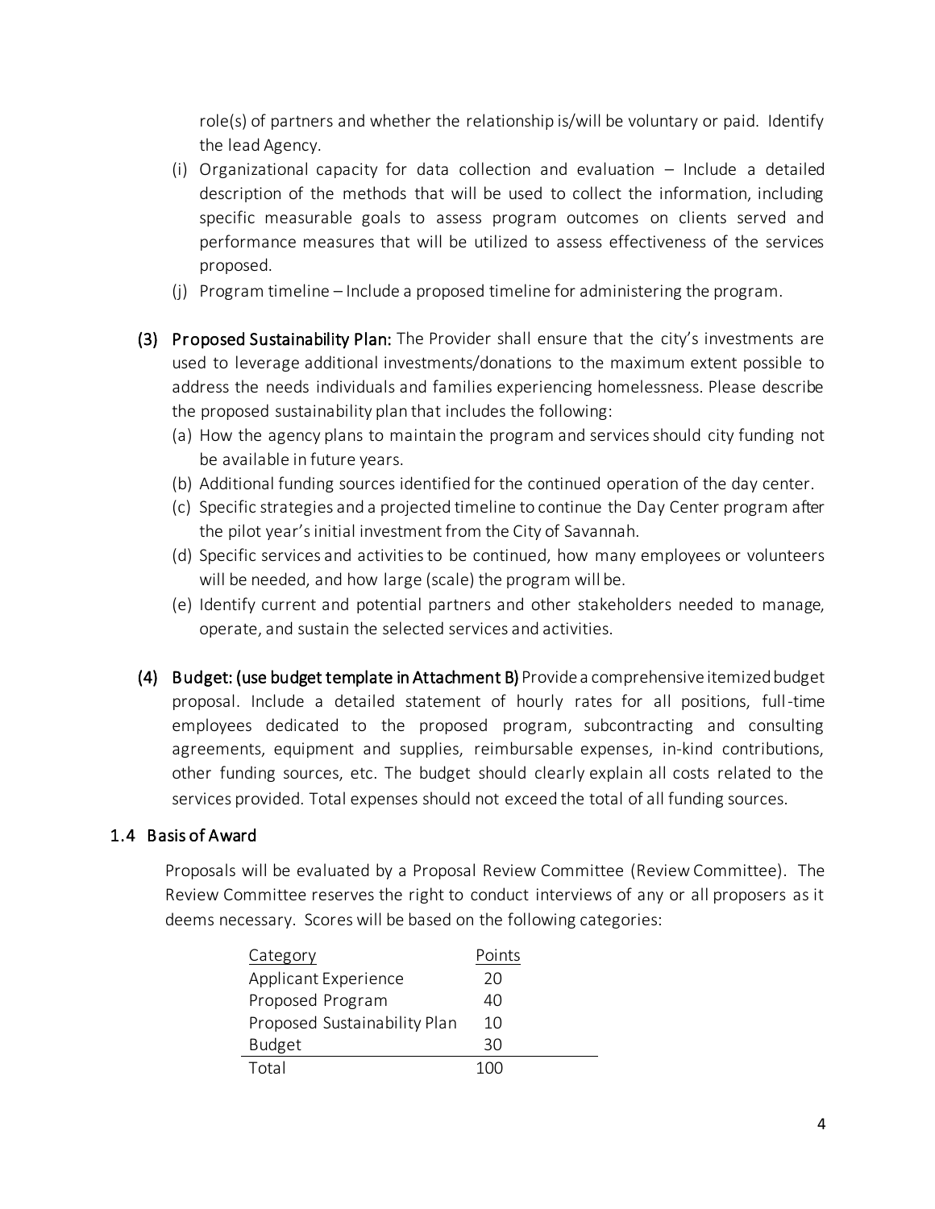role(s) of partners and whether the relationship is/will be voluntary or paid. Identify the lead Agency.

(i) Organizational capacity for data collection and evaluation – Include a detailed description of the methods that will be used to collect the information, including specific measurable goals to assess program outcomes on clients served and performance measures that will be utilized to assess effectiveness of the services proposed.

(j) Program timeline – Include a proposed timeline for administering the program.

(3) **Proposed Sustainability Plan:** The Provider shall ensure that the city's investments are used to leverage additional investments/donations to the maximum extent possible to address the needs individuals and families experiencing homelessness. Please describe the proposed sustainability plan that includes the following:

(a) How the agency plans to maintain the program and services should city funding not be available in future years.

(b) Additional funding sources identified for the continued operation of the day center.

(c) Specific strategies and a projected timeline to continue the Day Center program after the pilot year's initial investment from the City of Savannah.

(d) Specific services and activities to be continued, how many employees or volunteers will be needed, and how large (scale) the program will be.

(e) Identify current and potential partners and other stakeholders needed to manage, operate, and sustain the selected services and activities.

(4) **Budget: (use budget template in Attachment B)** Provide a comprehensive itemized budget proposal. Include a detailed statement of hourly rates for all positions, full-time employees dedicated to the proposed program, subcontracting and consulting agreements, equipment and supplies, reimbursable expenses, in-kind contributions, other funding sources, etc. The budget should clearly explain all costs related to the services provided. Total expenses should not exceed the total of all funding sources.

## 1.4 Basis of Award

Proposals will be evaluated by a Proposal Review Committee (Review Committee). The Review Committee reserves the right to conduct interviews of any or all proposers as it deems necessary. Scores will be based on the following categories:

| Category | Points |
|---|---|
| Applicant Experience | 20 |
| Proposed Program | 40 |
| Proposed Sustainability Plan | 10 |
| Budget | 30 |
| Total | 100 |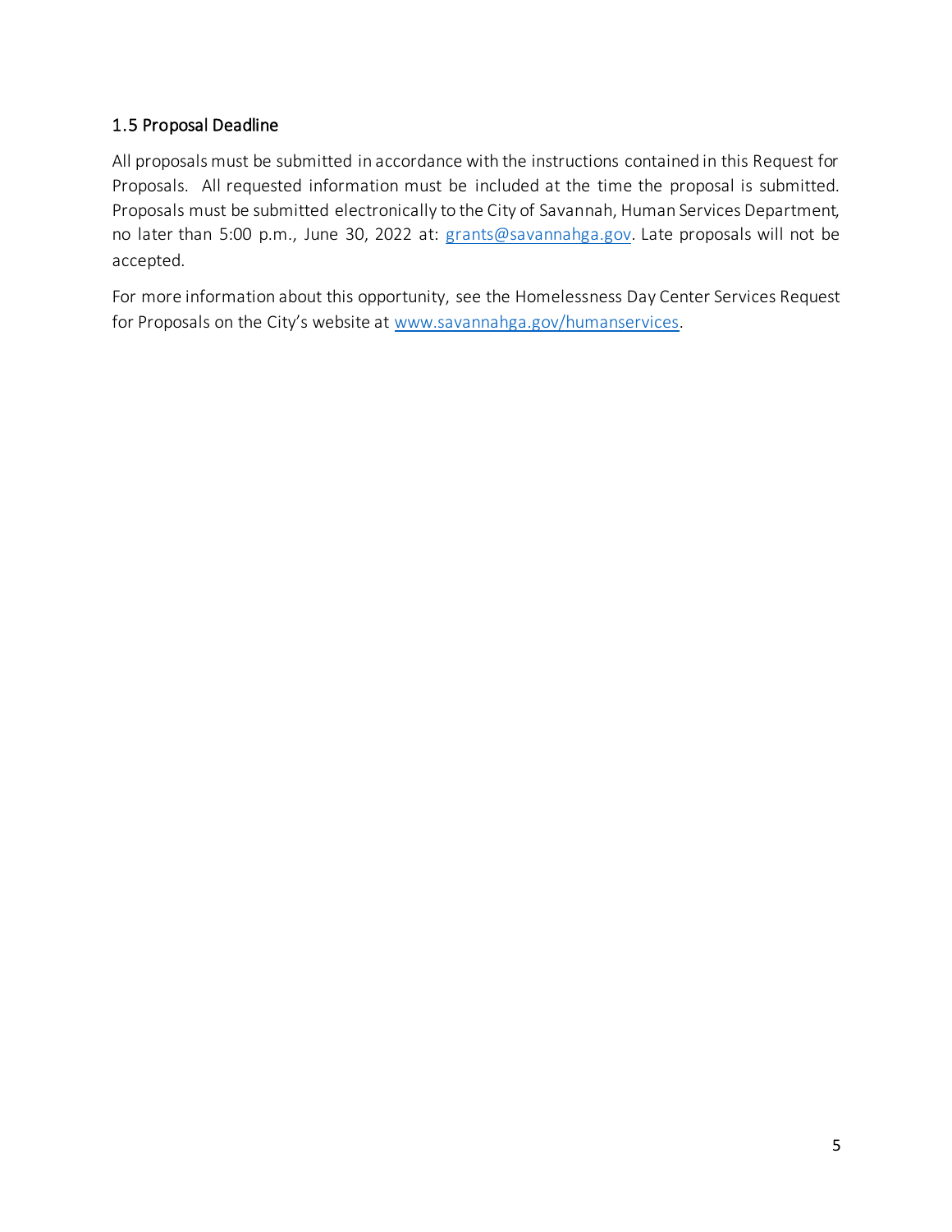### 1.5 Proposal Deadline

All proposals must be submitted in accordance with the instructions contained in this Request for Proposals. All requested information must be included at the time the proposal is submitted. Proposals must be submitted electronically to the City of Savannah, Human Services Department, no later than 5:00 p.m., June 30, 2022 at: grants@savannahga.gov. Late proposals will not be accepted.

For more information about this opportunity, see the Homelessness Day Center Services Request for Proposals on the City's website at www.savannahga.gov/humanservices.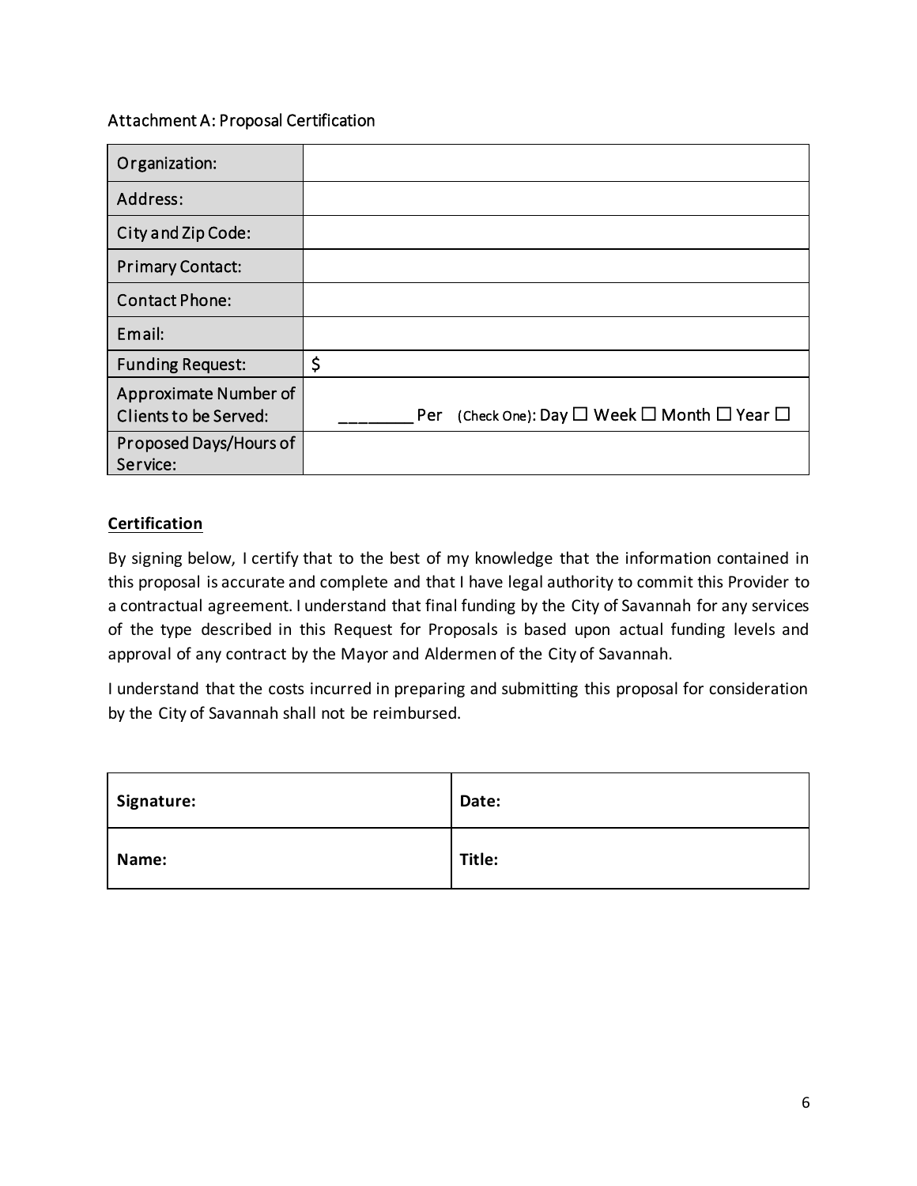## Attachment A: Proposal Certification

| Organization: | |
|---|---|
| Address: | |
| City and Zip Code: | |
| Primary Contact: | |
| Contact Phone: | |
| Email: | |
| Funding Request: | $ |
| Approximate Number of Clients to be Served: | ________ Per (Check One): Day ☐ Week ☐ Month ☐ Year ☐ |
| Proposed Days/Hours of Service: | |

**Certification**

By signing below, I certify that to the best of my knowledge that the information contained in this proposal is accurate and complete and that I have legal authority to commit this Provider to a contractual agreement. I understand that final funding by the City of Savannah for any services of the type described in this Request for Proposals is based upon actual funding levels and approval of any contract by the Mayor and Aldermen of the City of Savannah.

I understand that the costs incurred in preparing and submitting this proposal for consideration by the City of Savannah shall not be reimbursed.

| **Signature:** | **Date:** |
|---|---|
| **Name:** | **Title:** |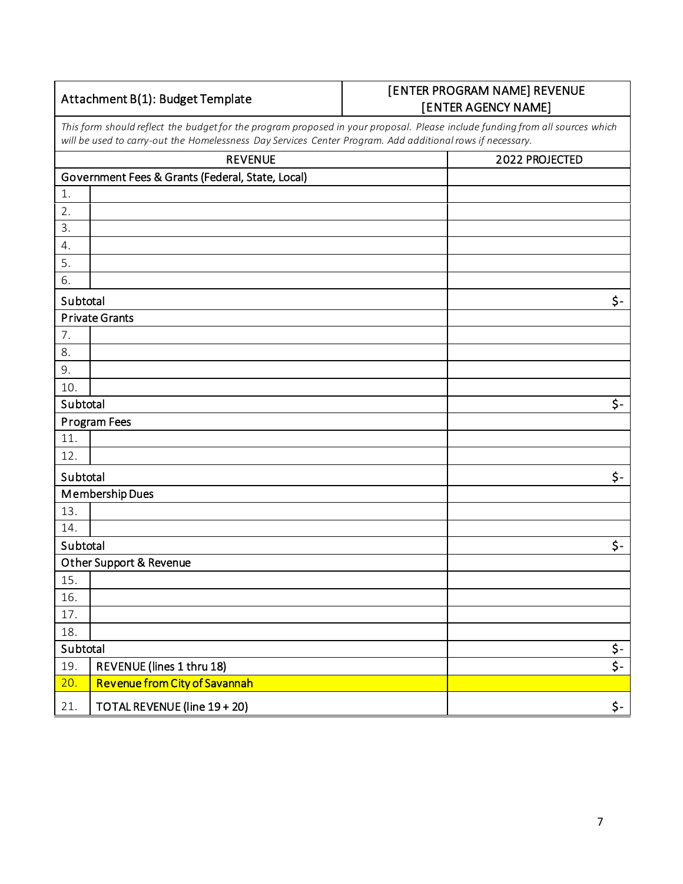| Attachment B(1): Budget Template | [ENTER PROGRAM NAME] REVENUE [ENTER AGENCY NAME] |
|---|---|

*This form should reflect the budget for the program proposed in your proposal. Please include funding from all sources which will be used to carry-out the Homelessness Day Services Center Program. Add additional rows if necessary.*

| | REVENUE | 2022 PROJECTED |
|---|---|---|
| Government Fees & Grants (Federal, State, Local) | | |
| 1. | | |
| 2. | | |
| 3. | | |
| 4. | | |
| 5. | | |
| 6. | | |
| Subtotal | | $- |
| Private Grants | | |
| 7. | | |
| 8. | | |
| 9. | | |
| 10. | | |
| Subtotal | | $- |
| Program Fees | | |
| 11. | | |
| 12. | | |
| Subtotal | | $- |
| Membership Dues | | |
| 13. | | |
| 14. | | |
| Subtotal | | $- |
| Other Support & Revenue | | |
| 15. | | |
| 16. | | |
| 17. | | |
| 18. | | |
| Subtotal | | $- |
| 19. | REVENUE (lines 1 thru 18) | $- |
| 20. | Revenue from City of Savannah | |
| 21. | TOTAL REVENUE (line 19 + 20) | $- |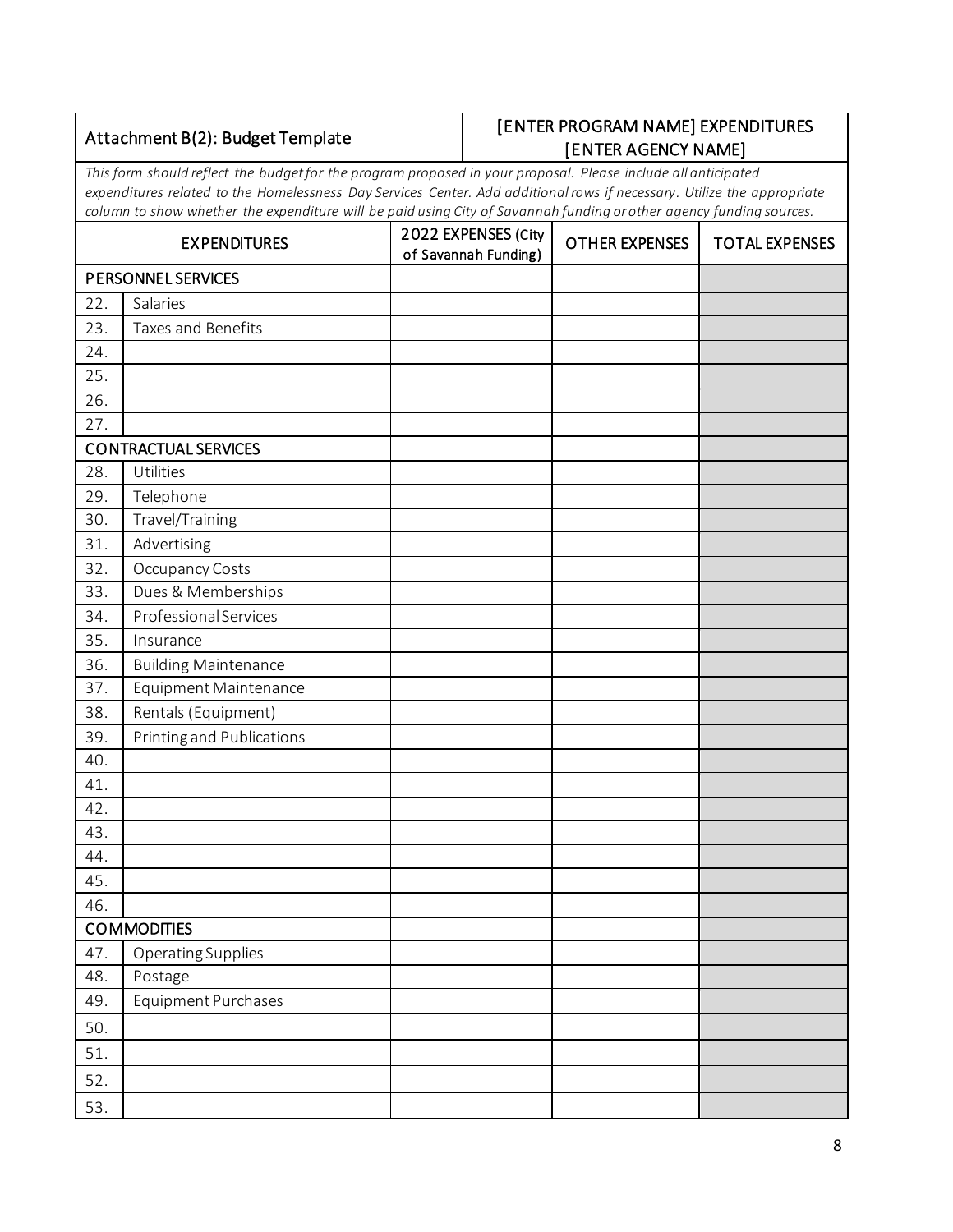| Attachment B(2): Budget Template | | [ENTER PROGRAM NAME] EXPENDITURES [ENTER AGENCY NAME] | |
|---|---|---|---|

*This form should reflect the budget for the program proposed in your proposal. Please include all anticipated expenditures related to the Homelessness Day Services Center. Add additional rows if necessary. Utilize the appropriate column to show whether the expenditure will be paid using City of Savannah funding or other agency funding sources.*

| EXPENDITURES | | 2022 EXPENSES (City of Savannah Funding) | OTHER EXPENSES | TOTAL EXPENSES |
|---|---|---|---|---|
| PERSONNEL SERVICES | | | | |
| 22. | Salaries | | | |
| 23. | Taxes and Benefits | | | |
| 24. | | | | |
| 25. | | | | |
| 26. | | | | |
| 27. | | | | |
| CONTRACTUAL SERVICES | | | | |
| 28. | Utilities | | | |
| 29. | Telephone | | | |
| 30. | Travel/Training | | | |
| 31. | Advertising | | | |
| 32. | Occupancy Costs | | | |
| 33. | Dues & Memberships | | | |
| 34. | Professional Services | | | |
| 35. | Insurance | | | |
| 36. | Building Maintenance | | | |
| 37. | Equipment Maintenance | | | |
| 38. | Rentals (Equipment) | | | |
| 39. | Printing and Publications | | | |
| 40. | | | | |
| 41. | | | | |
| 42. | | | | |
| 43. | | | | |
| 44. | | | | |
| 45. | | | | |
| 46. | | | | |
| COMMODITIES | | | | |
| 47. | Operating Supplies | | | |
| 48. | Postage | | | |
| 49. | Equipment Purchases | | | |
| 50. | | | | |
| 51. | | | | |
| 52. | | | | |
| 53. | | | | |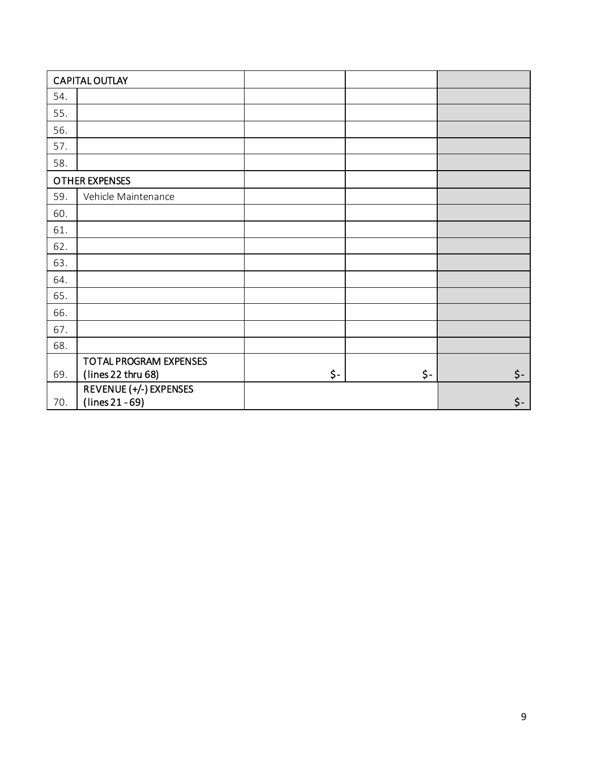| | | | | |
|---|---|---|---|---|
| CAPITAL OUTLAY | | | | |
| 54. | | | | |
| 55. | | | | |
| 56. | | | | |
| 57. | | | | |
| 58. | | | | |
| OTHER EXPENSES | | | | |
| 59. | Vehicle Maintenance | | | |
| 60. | | | | |
| 61. | | | | |
| 62. | | | | |
| 63. | | | | |
| 64. | | | | |
| 65. | | | | |
| 66. | | | | |
| 67. | | | | |
| 68. | | | | |
| 69. | TOTAL PROGRAM EXPENSES (lines 22 thru 68) | $- | $- | $- |
| 70. | REVENUE (+/-) EXPENSES (lines 21 - 69) | | | $- |